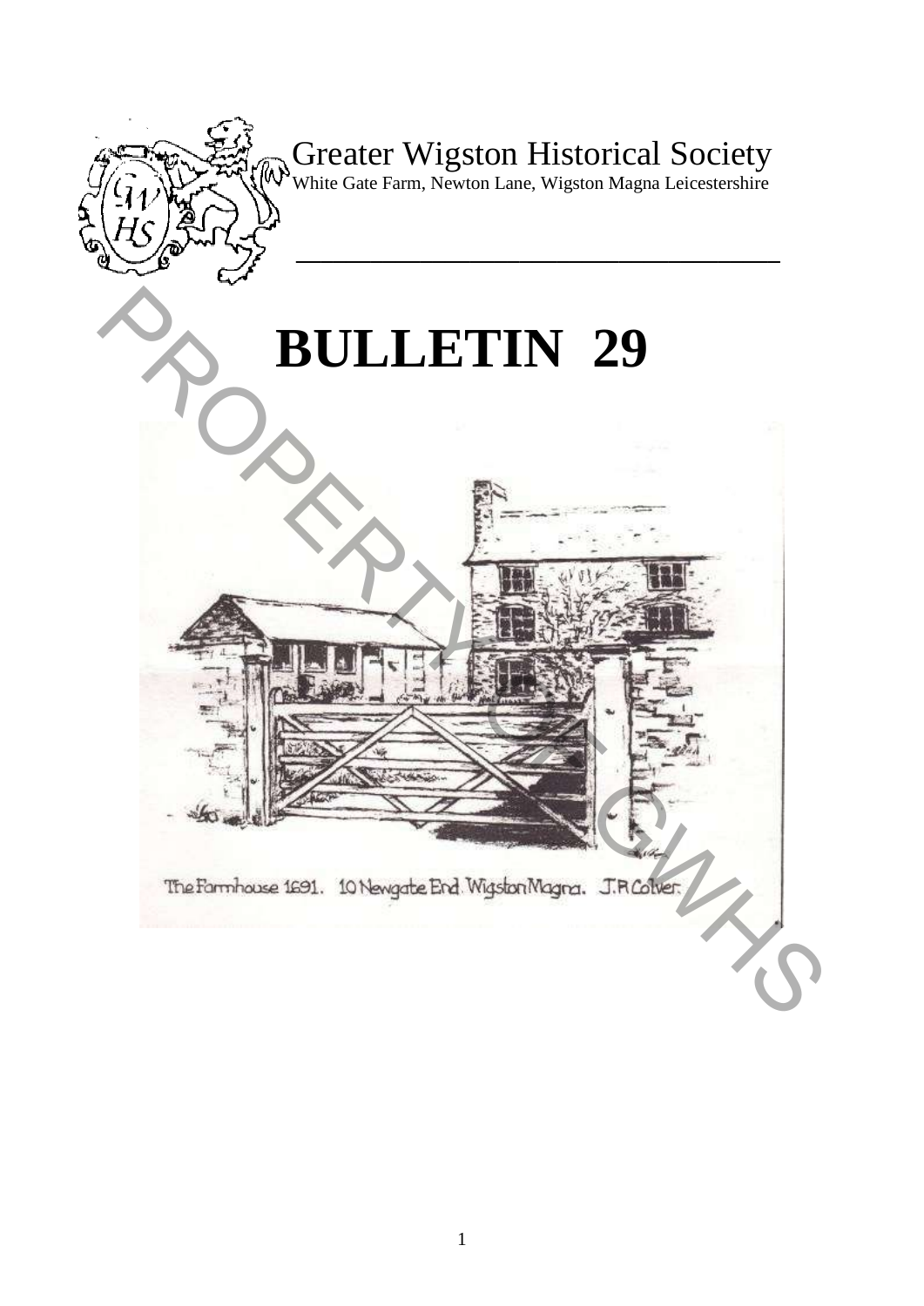Greater Wigston Historical Society

White Gate Farm, Newton Lane, Wigston Magna Leicestershire

# BULLETIN 29

The Farmhouse 1691. 10 Newgate End. Wigston Magna. J.R.Colver.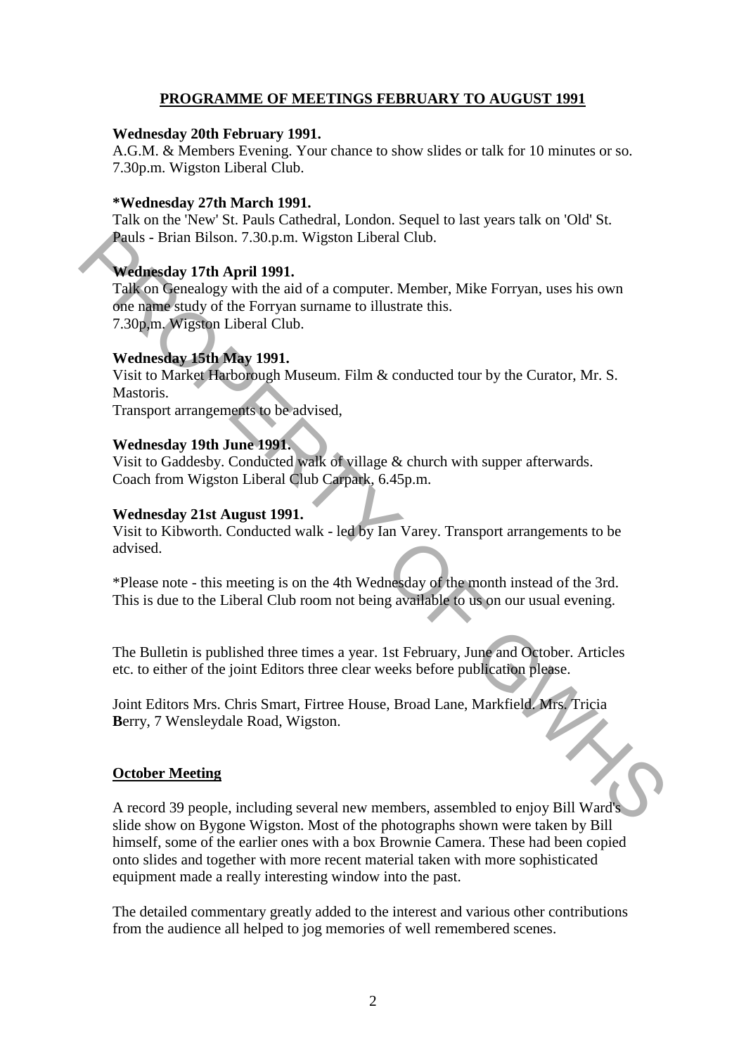## PROGRAMME OF MEETINGS FEBRUARY TO AUGUST 1991

**Wednesday 20th February 1991.**
A.G.M. & Members Evening. Your chance to show slides or talk for 10 minutes or so.
7.30p.m. Wigston Liberal Club.

**\*Wednesday 27th March 1991.**
Talk on the 'New' St. Pauls Cathedral, London. Sequel to last years talk on 'Old' St. Pauls - Brian Bilson. 7.30.p.m. Wigston Liberal Club.

**Wednesday 17th April 1991.**
Talk on Genealogy with the aid of a computer. Member, Mike Forryan, uses his own one name study of the Forryan surname to illustrate this.
7.30p,m. Wigston Liberal Club.

**Wednesday 15th May 1991.**
Visit to Market Harborough Museum. Film & conducted tour by the Curator, Mr. S. Mastoris.
Transport arrangements to be advised,

**Wednesday 19th June 1991.**
Visit to Gaddesby. Conducted walk of village & church with supper afterwards.
Coach from Wigston Liberal Club Carpark, 6.45p.m.

**Wednesday 21st August 1991.**
Visit to Kibworth. Conducted walk - led by Ian Varey. Transport arrangements to be advised.

*Please note - this meeting is on the 4th Wednesday of the month instead of the 3rd. This is due to the Liberal Club room not being available to us on our usual evening.

The Bulletin is published three times a year. 1st February, June and October. Articles etc. to either of the joint Editors three clear weeks before publication please.

Joint Editors Mrs. Chris Smart, Firtree House, Broad Lane, Markfield. Mrs. Tricia **B**erry, 7 Wensleydale Road, Wigston.

### October Meeting

A record 39 people, including several new members, assembled to enjoy Bill Ward's slide show on Bygone Wigston. Most of the photographs shown were taken by Bill himself, some of the earlier ones with a box Brownie Camera. These had been copied onto slides and together with more recent material taken with more sophisticated equipment made a really interesting window into the past.

The detailed commentary greatly added to the interest and various other contributions from the audience all helped to jog memories of well remembered scenes.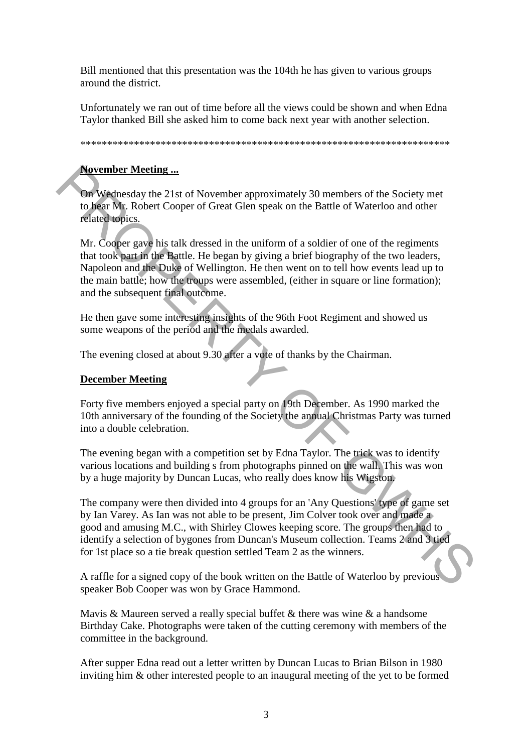Bill mentioned that this presentation was the 104th he has given to various groups around the district.

Unfortunately we ran out of time before all the views could be shown and when Edna Taylor thanked Bill she asked him to come back next year with another selection.

**********************************************************************

**November Meeting ...**

On Wednesday the 21st of November approximately 30 members of the Society met to hear Mr. Robert Cooper of Great Glen speak on the Battle of Waterloo and other related topics.

Mr. Cooper gave his talk dressed in the uniform of a soldier of one of the regiments that took part in the Battle. He began by giving a brief biography of the two leaders, Napoleon and the Duke of Wellington. He then went on to tell how events lead up to the main battle; how the troups were assembled, (either in square or line formation); and the subsequent final outcome.

He then gave some interesting insights of the 96th Foot Regiment and showed us some weapons of the period and the medals awarded.

The evening closed at about 9.30 after a vote of thanks by the Chairman.

**December Meeting**

Forty five members enjoyed a special party on 19th December. As 1990 marked the 10th anniversary of the founding of the Society the annual Christmas Party was turned into a double celebration.

The evening began with a competition set by Edna Taylor. The trick was to identify various locations and building s from photographs pinned on the wall. This was won by a huge majority by Duncan Lucas, who really does know his Wigston.

The company were then divided into 4 groups for an 'Any Questions' type of game set by Ian Varey. As Ian was not able to be present, Jim Colver took over and made a good and amusing M.C., with Shirley Clowes keeping score. The groups then had to identify a selection of bygones from Duncan's Museum collection. Teams 2 and 3 tied for 1st place so a tie break question settled Team 2 as the winners.

A raffle for a signed copy of the book written on the Battle of Waterloo by previous speaker Bob Cooper was won by Grace Hammond.

Mavis & Maureen served a really special buffet & there was wine & a handsome Birthday Cake. Photographs were taken of the cutting ceremony with members of the committee in the background.

After supper Edna read out a letter written by Duncan Lucas to Brian Bilson in 1980 inviting him & other interested people to an inaugural meeting of the yet to be formed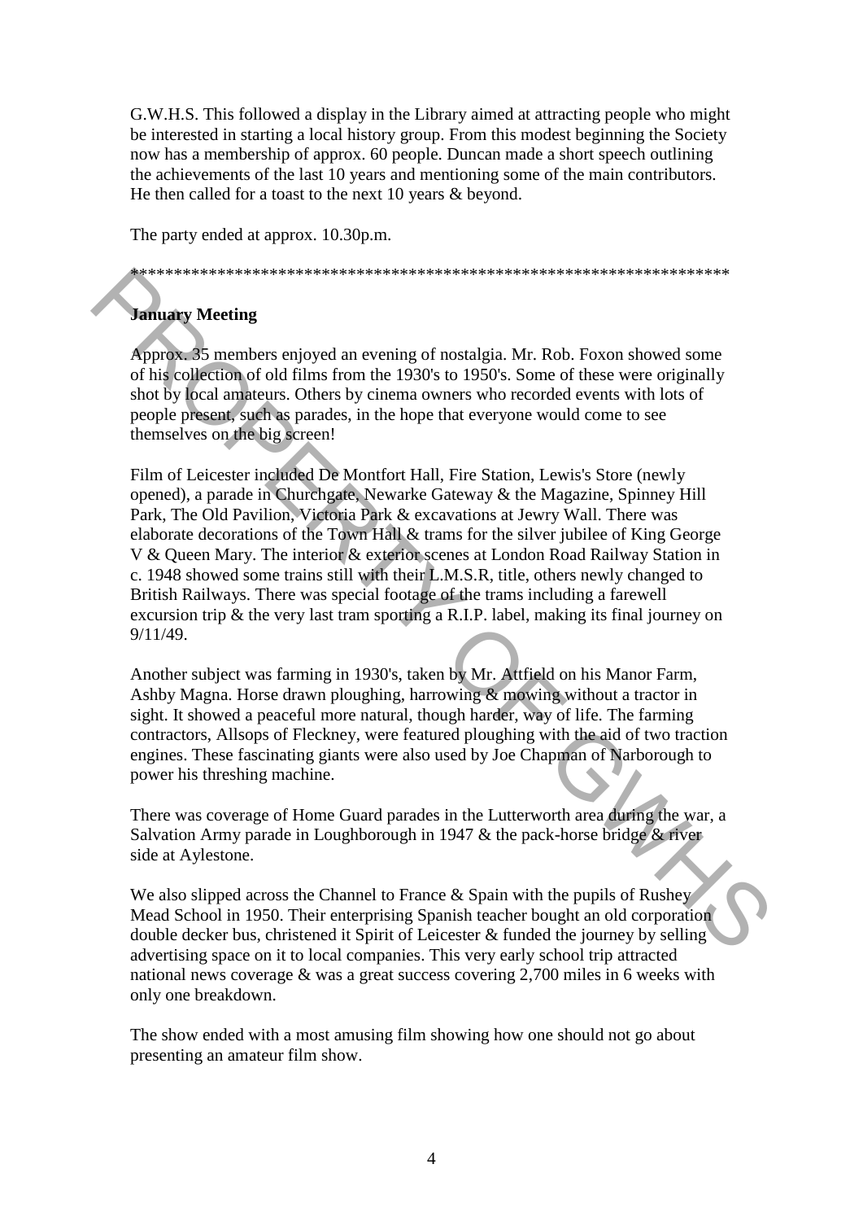G.W.H.S. This followed a display in the Library aimed at attracting people who might be interested in starting a local history group. From this modest beginning the Society now has a membership of approx. 60 people. Duncan made a short speech outlining the achievements of the last 10 years and mentioning some of the main contributors. He then called for a toast to the next 10 years & beyond.

The party ended at approx. 10.30p.m.

**********************************************************************

**January Meeting**

Approx. 35 members enjoyed an evening of nostalgia. Mr. Rob. Foxon showed some of his collection of old films from the 1930's to 1950's. Some of these were originally shot by local amateurs. Others by cinema owners who recorded events with lots of people present, such as parades, in the hope that everyone would come to see themselves on the big screen!

Film of Leicester included De Montfort Hall, Fire Station, Lewis's Store (newly opened), a parade in Churchgate, Newarke Gateway & the Magazine, Spinney Hill Park, The Old Pavilion, Victoria Park & excavations at Jewry Wall. There was elaborate decorations of the Town Hall & trams for the silver jubilee of King George V & Queen Mary. The interior & exterior scenes at London Road Railway Station in c. 1948 showed some trains still with their L.M.S.R, title, others newly changed to British Railways. There was special footage of the trams including a farewell excursion trip & the very last tram sporting a R.I.P. label, making its final journey on 9/11/49.

Another subject was farming in 1930's, taken by Mr. Attfield on his Manor Farm, Ashby Magna. Horse drawn ploughing, harrowing & mowing without a tractor in sight. It showed a peaceful more natural, though harder, way of life. The farming contractors, Allsops of Fleckney, were featured ploughing with the aid of two traction engines. These fascinating giants were also used by Joe Chapman of Narborough to power his threshing machine.

There was coverage of Home Guard parades in the Lutterworth area during the war, a Salvation Army parade in Loughborough in 1947 & the pack-horse bridge & river side at Aylestone.

We also slipped across the Channel to France & Spain with the pupils of Rushey Mead School in 1950. Their enterprising Spanish teacher bought an old corporation double decker bus, christened it Spirit of Leicester & funded the journey by selling advertising space on it to local companies. This very early school trip attracted national news coverage & was a great success covering 2,700 miles in 6 weeks with only one breakdown.

The show ended with a most amusing film showing how one should not go about presenting an amateur film show.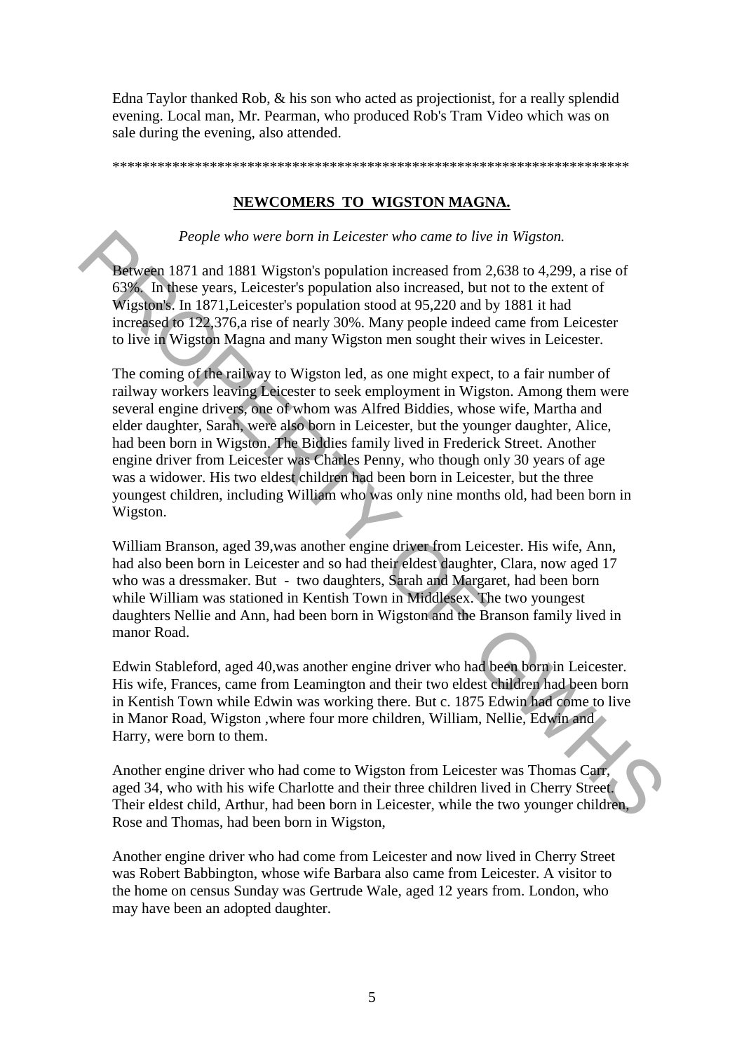Edna Taylor thanked Rob, & his son who acted as projectionist, for a really splendid evening. Local man, Mr. Pearman, who produced Rob's Tram Video which was on sale during the evening, also attended.

************************************************************************

## NEWCOMERS TO WIGSTON MAGNA.

*People who were born in Leicester who came to live in Wigston.*

Between 1871 and 1881 Wigston's population increased from 2,638 to 4,299, a rise of 63%. In these years, Leicester's population also increased, but not to the extent of Wigston's. In 1871,Leicester's population stood at 95,220 and by 1881 it had increased to 122,376,a rise of nearly 30%. Many people indeed came from Leicester to live in Wigston Magna and many Wigston men sought their wives in Leicester.

The coming of the railway to Wigston led, as one might expect, to a fair number of railway workers leaving Leicester to seek employment in Wigston. Among them were several engine drivers, one of whom was Alfred Biddies, whose wife, Martha and elder daughter, Sarah, were also born in Leicester, but the younger daughter, Alice, had been born in Wigston. The Biddies family lived in Frederick Street. Another engine driver from Leicester was Charles Penny, who though only 30 years of age was a widower. His two eldest children had been born in Leicester, but the three youngest children, including William who was only nine months old, had been born in Wigston.

William Branson, aged 39,was another engine driver from Leicester. His wife, Ann, had also been born in Leicester and so had their eldest daughter, Clara, now aged 17 who was a dressmaker. But - two daughters, Sarah and Margaret, had been born while William was stationed in Kentish Town in Middlesex. The two youngest daughters Nellie and Ann, had been born in Wigston and the Branson family lived in manor Road.

Edwin Stableford, aged 40,was another engine driver who had been born in Leicester. His wife, Frances, came from Leamington and their two eldest children had been born in Kentish Town while Edwin was working there. But c. 1875 Edwin had come to live in Manor Road, Wigston ,where four more children, William, Nellie, Edwin and Harry, were born to them.

Another engine driver who had come to Wigston from Leicester was Thomas Carr, aged 34, who with his wife Charlotte and their three children lived in Cherry Street. Their eldest child, Arthur, had been born in Leicester, while the two younger children, Rose and Thomas, had been born in Wigston,

Another engine driver who had come from Leicester and now lived in Cherry Street was Robert Babbington, whose wife Barbara also came from Leicester. A visitor to the home on census Sunday was Gertrude Wale, aged 12 years from. London, who may have been an adopted daughter.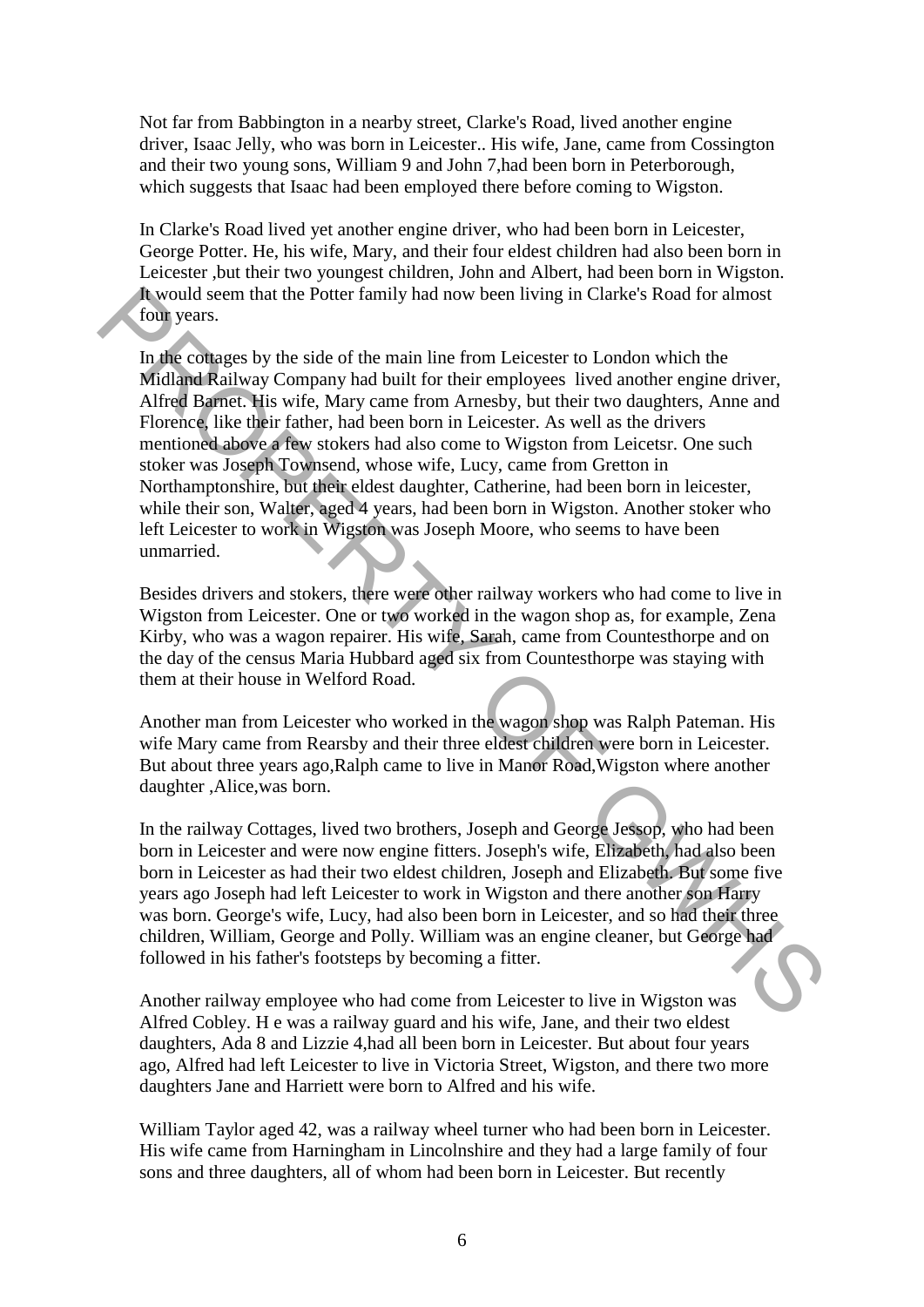Not far from Babbington in a nearby street, Clarke's Road, lived another engine driver, Isaac Jelly, who was born in Leicester.. His wife, Jane, came from Cossington and their two young sons, William 9 and John 7,had been born in Peterborough, which suggests that Isaac had been employed there before coming to Wigston.

In Clarke's Road lived yet another engine driver, who had been born in Leicester, George Potter. He, his wife, Mary, and their four eldest children had also been born in Leicester ,but their two youngest children, John and Albert, had been born in Wigston. It would seem that the Potter family had now been living in Clarke's Road for almost four years.

In the cottages by the side of the main line from Leicester to London which the Midland Railway Company had built for their employees lived another engine driver, Alfred Barnet. His wife, Mary came from Arnesby, but their two daughters, Anne and Florence, like their father, had been born in Leicester. As well as the drivers mentioned above a few stokers had also come to Wigston from Leicetsr. One such stoker was Joseph Townsend, whose wife, Lucy, came from Gretton in Northamptonshire, but their eldest daughter, Catherine, had been born in leicester, while their son, Walter, aged 4 years, had been born in Wigston. Another stoker who left Leicester to work in Wigston was Joseph Moore, who seems to have been unmarried.

Besides drivers and stokers, there were other railway workers who had come to live in Wigston from Leicester. One or two worked in the wagon shop as, for example, Zena Kirby, who was a wagon repairer. His wife, Sarah, came from Countesthorpe and on the day of the census Maria Hubbard aged six from Countesthorpe was staying with them at their house in Welford Road.

Another man from Leicester who worked in the wagon shop was Ralph Pateman. His wife Mary came from Rearsby and their three eldest children were born in Leicester. But about three years ago,Ralph came to live in Manor Road,Wigston where another daughter ,Alice,was born.

In the railway Cottages, lived two brothers, Joseph and George Jessop, who had been born in Leicester and were now engine fitters. Joseph's wife, Elizabeth, had also been born in Leicester as had their two eldest children, Joseph and Elizabeth. But some five years ago Joseph had left Leicester to work in Wigston and there another son Harry was born. George's wife, Lucy, had also been born in Leicester, and so had their three children, William, George and Polly. William was an engine cleaner, but George had followed in his father's footsteps by becoming a fitter.

Another railway employee who had come from Leicester to live in Wigston was Alfred Cobley. H e was a railway guard and his wife, Jane, and their two eldest daughters, Ada 8 and Lizzie 4,had all been born in Leicester. But about four years ago, Alfred had left Leicester to live in Victoria Street, Wigston, and there two more daughters Jane and Harriett were born to Alfred and his wife.

William Taylor aged 42, was a railway wheel turner who had been born in Leicester. His wife came from Harningham in Lincolnshire and they had a large family of four sons and three daughters, all of whom had been born in Leicester. But recently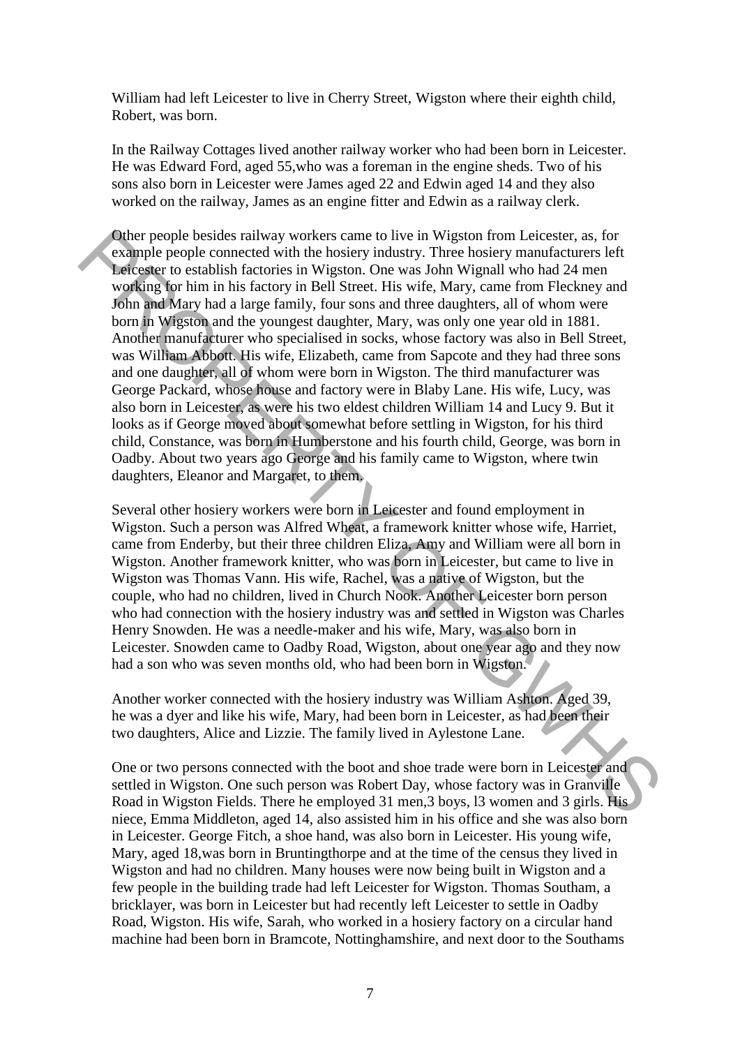William had left Leicester to live in Cherry Street, Wigston where their eighth child, Robert, was born.

In the Railway Cottages lived another railway worker who had been born in Leicester. He was Edward Ford, aged 55,who was a foreman in the engine sheds. Two of his sons also born in Leicester were James aged 22 and Edwin aged 14 and they also worked on the railway, James as an engine fitter and Edwin as a railway clerk.

Other people besides railway workers came to live in Wigston from Leicester, as, for example people connected with the hosiery industry. Three hosiery manufacturers left Leicester to establish factories in Wigston. One was John Wignall who had 24 men working for him in his factory in Bell Street. His wife, Mary, came from Fleckney and John and Mary had a large family, four sons and three daughters, all of whom were born in Wigston and the youngest daughter, Mary, was only one year old in 1881. Another manufacturer who specialised in socks, whose factory was also in Bell Street, was William Abbott. His wife, Elizabeth, came from Sapcote and they had three sons and one daughter, all of whom were born in Wigston. The third manufacturer was George Packard, whose house and factory were in Blaby Lane. His wife, Lucy, was also born in Leicester, as were his two eldest children William 14 and Lucy 9. But it looks as if George moved about somewhat before settling in Wigston, for his third child, Constance, was born in Humberstone and his fourth child, George, was born in Oadby. About two years ago George and his family came to Wigston, where twin daughters, Eleanor and Margaret, to them.

Several other hosiery workers were born in Leicester and found employment in Wigston. Such a person was Alfred Wheat, a framework knitter whose wife, Harriet, came from Enderby, but their three children Eliza, Amy and William were all born in Wigston. Another framework knitter, who was born in Leicester, but came to live in Wigston was Thomas Vann. His wife, Rachel, was a native of Wigston, but the couple, who had no children, lived in Church Nook. Another Leicester born person who had connection with the hosiery industry was and settled in Wigston was Charles Henry Snowden. He was a needle-maker and his wife, Mary, was also born in Leicester. Snowden came to Oadby Road, Wigston, about one year ago and they now had a son who was seven months old, who had been born in Wigston.

Another worker connected with the hosiery industry was William Ashton. Aged 39, he was a dyer and like his wife, Mary, had been born in Leicester, as had been their two daughters, Alice and Lizzie. The family lived in Aylestone Lane.

One or two persons connected with the boot and shoe trade were born in Leicester and settled in Wigston. One such person was Robert Day, whose factory was in Granville Road in Wigston Fields. There he employed 31 men,3 boys, l3 women and 3 girls. His niece, Emma Middleton, aged 14, also assisted him in his office and she was also born in Leicester. George Fitch, a shoe hand, was also born in Leicester. His young wife, Mary, aged 18,was born in Bruntingthorpe and at the time of the census they lived in Wigston and had no children. Many houses were now being built in Wigston and a few people in the building trade had left Leicester for Wigston. Thomas Southam, a bricklayer, was born in Leicester but had recently left Leicester to settle in Oadby Road, Wigston. His wife, Sarah, who worked in a hosiery factory on a circular hand machine had been born in Bramcote, Nottinghamshire, and next door to the Southams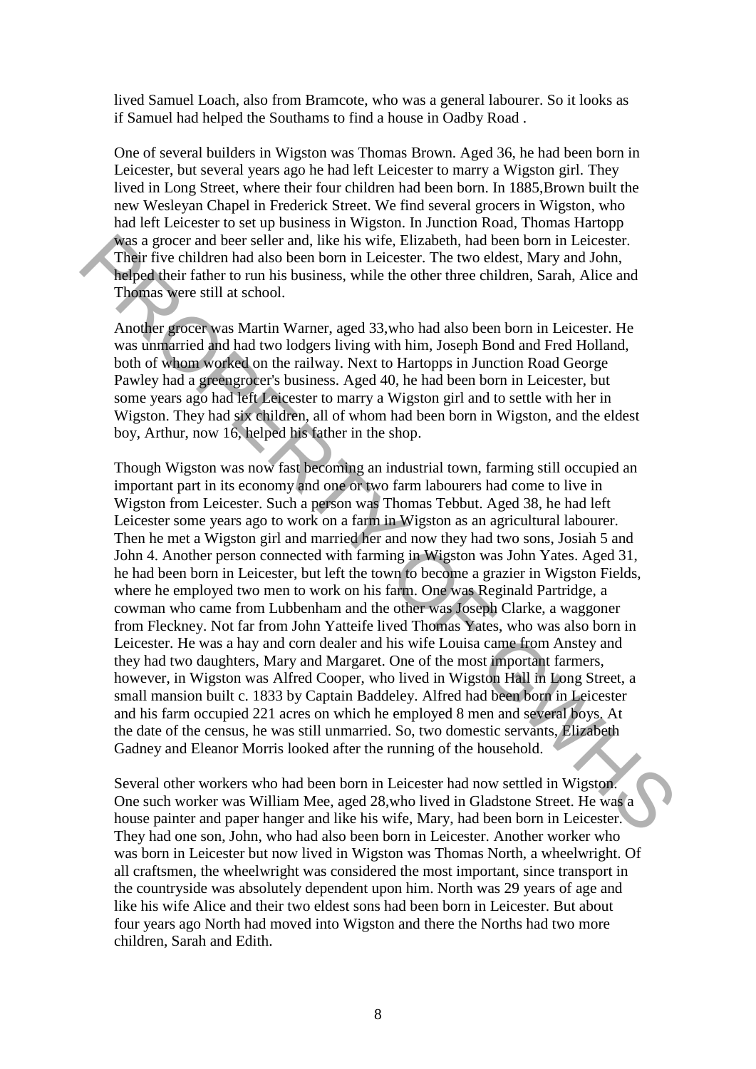lived Samuel Loach, also from Bramcote, who was a general labourer. So it looks as if Samuel had helped the Southams to find a house in Oadby Road .

One of several builders in Wigston was Thomas Brown. Aged 36, he had been born in Leicester, but several years ago he had left Leicester to marry a Wigston girl. They lived in Long Street, where their four children had been born. In 1885,Brown built the new Wesleyan Chapel in Frederick Street. We find several grocers in Wigston, who had left Leicester to set up business in Wigston. In Junction Road, Thomas Hartopp was a grocer and beer seller and, like his wife, Elizabeth, had been born in Leicester. Their five children had also been born in Leicester. The two eldest, Mary and John, helped their father to run his business, while the other three children, Sarah, Alice and Thomas were still at school.

Another grocer was Martin Warner, aged 33,who had also been born in Leicester. He was unmarried and had two lodgers living with him, Joseph Bond and Fred Holland, both of whom worked on the railway. Next to Hartopps in Junction Road George Pawley had a greengrocer's business. Aged 40, he had been born in Leicester, but some years ago had left Leicester to marry a Wigston girl and to settle with her in Wigston. They had six children, all of whom had been born in Wigston, and the eldest boy, Arthur, now 16, helped his father in the shop.

Though Wigston was now fast becoming an industrial town, farming still occupied an important part in its economy and one or two farm labourers had come to live in Wigston from Leicester. Such a person was Thomas Tebbut. Aged 38, he had left Leicester some years ago to work on a farm in Wigston as an agricultural labourer. Then he met a Wigston girl and married her and now they had two sons, Josiah 5 and John 4. Another person connected with farming in Wigston was John Yates. Aged 31, he had been born in Leicester, but left the town to become a grazier in Wigston Fields, where he employed two men to work on his farm. One was Reginald Partridge, a cowman who came from Lubbenham and the other was Joseph Clarke, a waggoner from Fleckney. Not far from John Yatteife lived Thomas Yates, who was also born in Leicester. He was a hay and corn dealer and his wife Louisa came from Anstey and they had two daughters, Mary and Margaret. One of the most important farmers, however, in Wigston was Alfred Cooper, who lived in Wigston Hall in Long Street, a small mansion built c. 1833 by Captain Baddeley. Alfred had been born in Leicester and his farm occupied 221 acres on which he employed 8 men and several boys. At the date of the census, he was still unmarried. So, two domestic servants, Elizabeth Gadney and Eleanor Morris looked after the running of the household.

Several other workers who had been born in Leicester had now settled in Wigston. One such worker was William Mee, aged 28,who lived in Gladstone Street. He was a house painter and paper hanger and like his wife, Mary, had been born in Leicester. They had one son, John, who had also been born in Leicester. Another worker who was born in Leicester but now lived in Wigston was Thomas North, a wheelwright. Of all craftsmen, the wheelwright was considered the most important, since transport in the countryside was absolutely dependent upon him. North was 29 years of age and like his wife Alice and their two eldest sons had been born in Leicester. But about four years ago North had moved into Wigston and there the Norths had two more children, Sarah and Edith.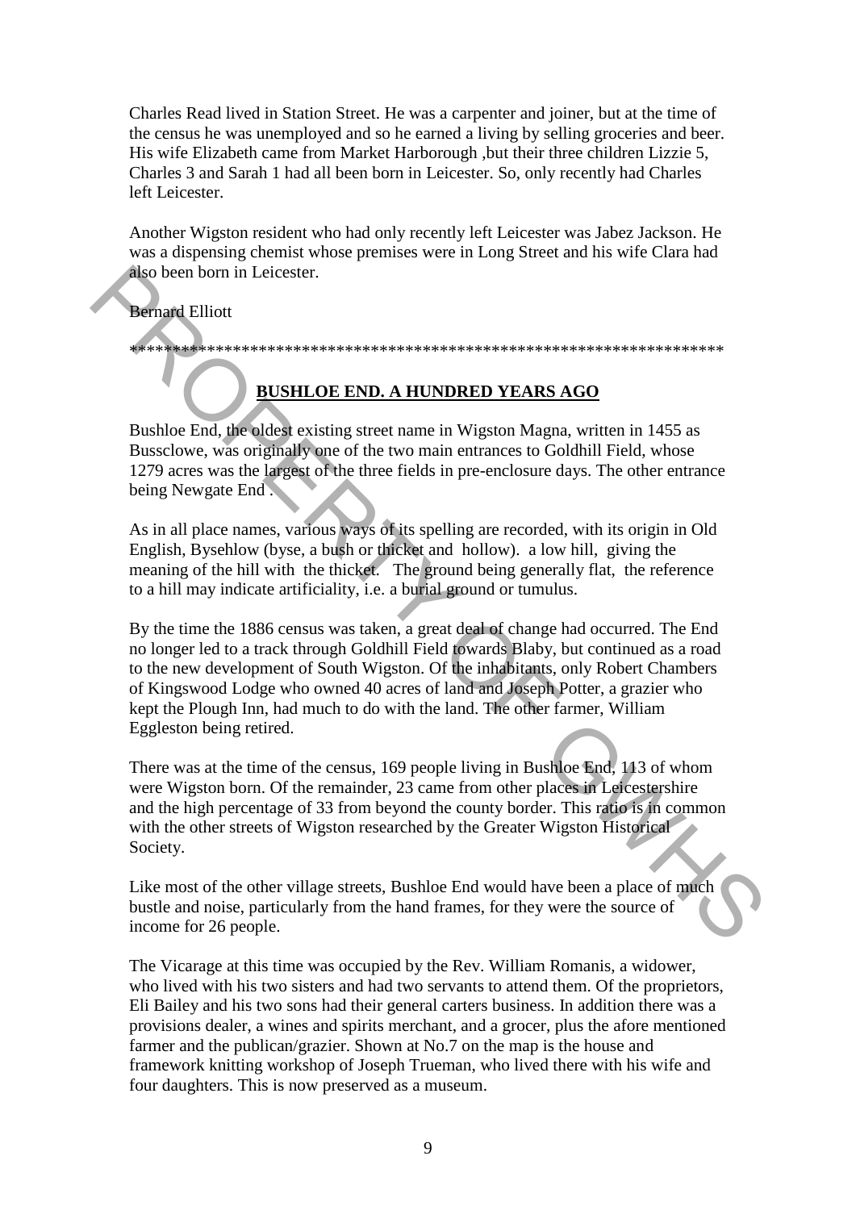Charles Read lived in Station Street. He was a carpenter and joiner, but at the time of the census he was unemployed and so he earned a living by selling groceries and beer. His wife Elizabeth came from Market Harborough ,but their three children Lizzie 5, Charles 3 and Sarah 1 had all been born in Leicester. So, only recently had Charles left Leicester.

Another Wigston resident who had only recently left Leicester was Jabez Jackson. He was a dispensing chemist whose premises were in Long Street and his wife Clara had also been born in Leicester.

Bernard Elliott

*********************************************************************

## BUSHLOE END. A HUNDRED YEARS AGO

Bushloe End, the oldest existing street name in Wigston Magna, written in 1455 as Bussclowe, was originally one of the two main entrances to Goldhill Field, whose 1279 acres was the largest of the three fields in pre-enclosure days. The other entrance being Newgate End .

As in all place names, various ways of its spelling are recorded, with its origin in Old English, Bysehlow (byse, a bush or thicket and hollow). a low hill, giving the meaning of the hill with the thicket. The ground being generally flat, the reference to a hill may indicate artificiality, i.e. a burial ground or tumulus.

By the time the 1886 census was taken, a great deal of change had occurred. The End no longer led to a track through Goldhill Field towards Blaby, but continued as a road to the new development of South Wigston. Of the inhabitants, only Robert Chambers of Kingswood Lodge who owned 40 acres of land and Joseph Potter, a grazier who kept the Plough Inn, had much to do with the land. The other farmer, William Eggleston being retired.

There was at the time of the census, 169 people living in Bushloe End, 113 of whom were Wigston born. Of the remainder, 23 came from other places in Leicestershire and the high percentage of 33 from beyond the county border. This ratio is in common with the other streets of Wigston researched by the Greater Wigston Historical Society.

Like most of the other village streets, Bushloe End would have been a place of much bustle and noise, particularly from the hand frames, for they were the source of income for 26 people.

The Vicarage at this time was occupied by the Rev. William Romanis, a widower, who lived with his two sisters and had two servants to attend them. Of the proprietors, Eli Bailey and his two sons had their general carters business. In addition there was a provisions dealer, a wines and spirits merchant, and a grocer, plus the afore mentioned farmer and the publican/grazier. Shown at No.7 on the map is the house and framework knitting workshop of Joseph Trueman, who lived there with his wife and four daughters. This is now preserved as a museum.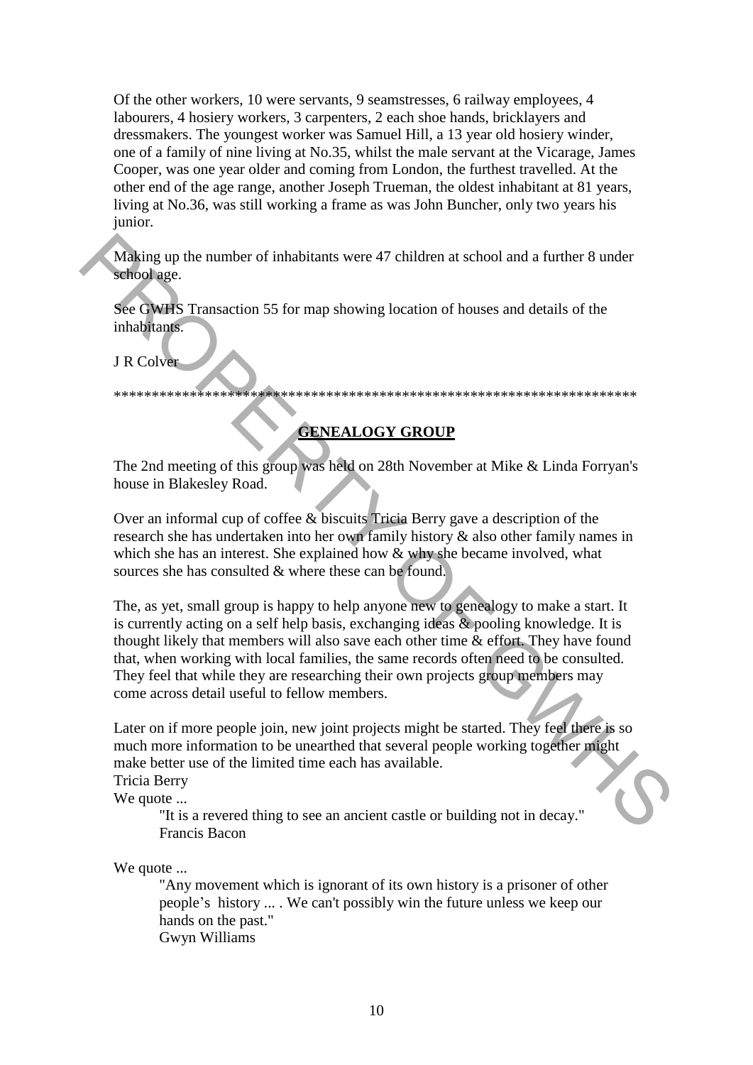Of the other workers, 10 were servants, 9 seamstresses, 6 railway employees, 4 labourers, 4 hosiery workers, 3 carpenters, 2 each shoe hands, bricklayers and dressmakers. The youngest worker was Samuel Hill, a 13 year old hosiery winder, one of a family of nine living at No.35, whilst the male servant at the Vicarage, James Cooper, was one year older and coming from London, the furthest travelled. At the other end of the age range, another Joseph Trueman, the oldest inhabitant at 81 years, living at No.36, was still working a frame as was John Buncher, only two years his junior.

Making up the number of inhabitants were 47 children at school and a further 8 under school age.

See GWHS Transaction 55 for map showing location of houses and details of the inhabitants.

J R Colver

**********************************************************************

## GENEALOGY GROUP

The 2nd meeting of this group was held on 28th November at Mike & Linda Forryan's house in Blakesley Road.

Over an informal cup of coffee & biscuits Tricia Berry gave a description of the research she has undertaken into her own family history & also other family names in which she has an interest. She explained how & why she became involved, what sources she has consulted & where these can be found.

The, as yet, small group is happy to help anyone new to genealogy to make a start. It is currently acting on a self help basis, exchanging ideas & pooling knowledge. It is thought likely that members will also save each other time & effort. They have found that, when working with local families, the same records often need to be consulted. They feel that while they are researching their own projects group members may come across detail useful to fellow members.

Later on if more people join, new joint projects might be started. They feel there is so much more information to be unearthed that several people working together might make better use of the limited time each has available.

Tricia Berry

We quote ...

> "It is a revered thing to see an ancient castle or building not in decay."
> Francis Bacon

We quote ...

> "Any movement which is ignorant of its own history is a prisoner of other people's history ... . We can't possibly win the future unless we keep our hands on the past."
> Gwyn Williams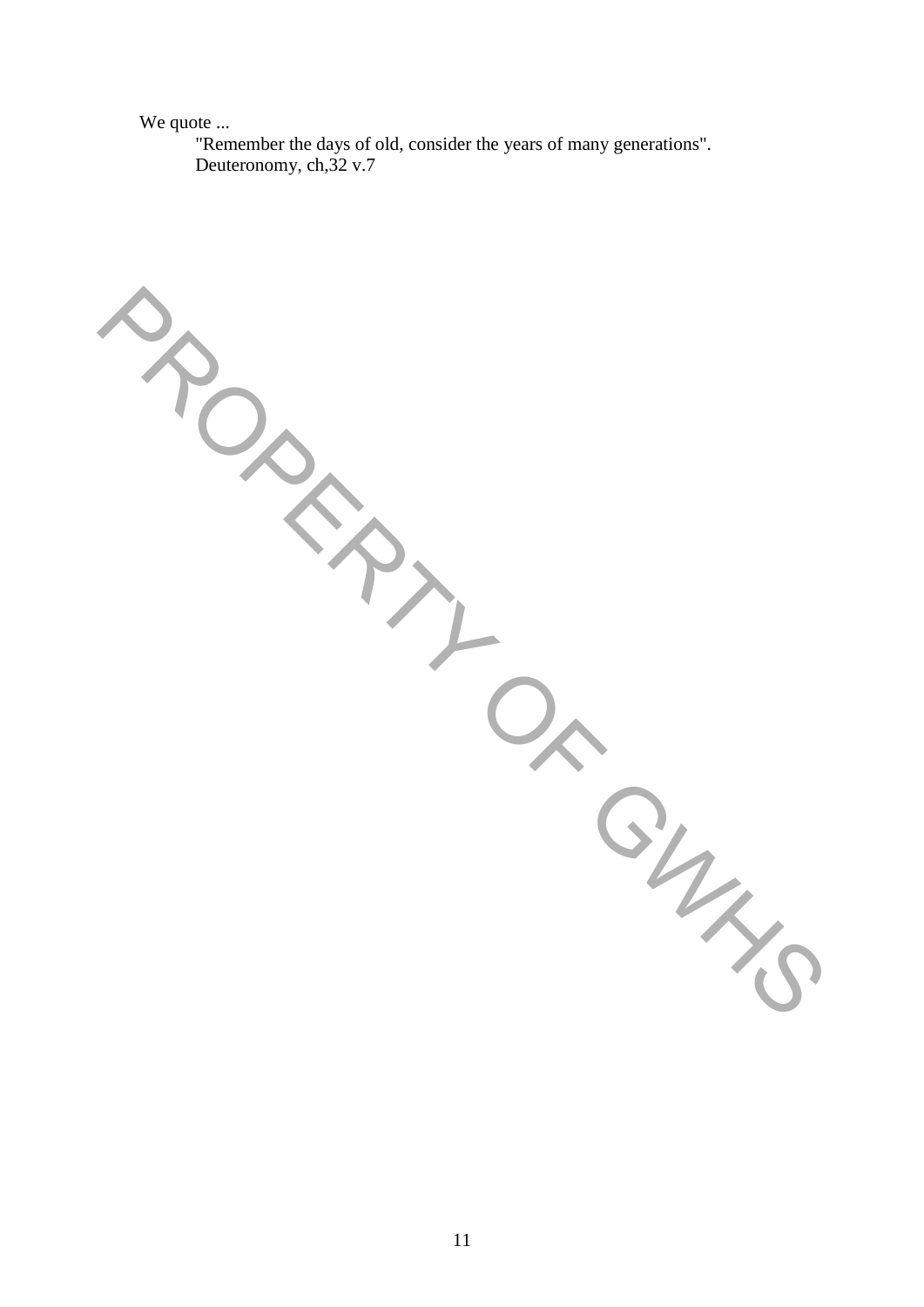We quote ...

"Remember the days of old, consider the years of many generations".
Deuteronomy, ch,32 v.7